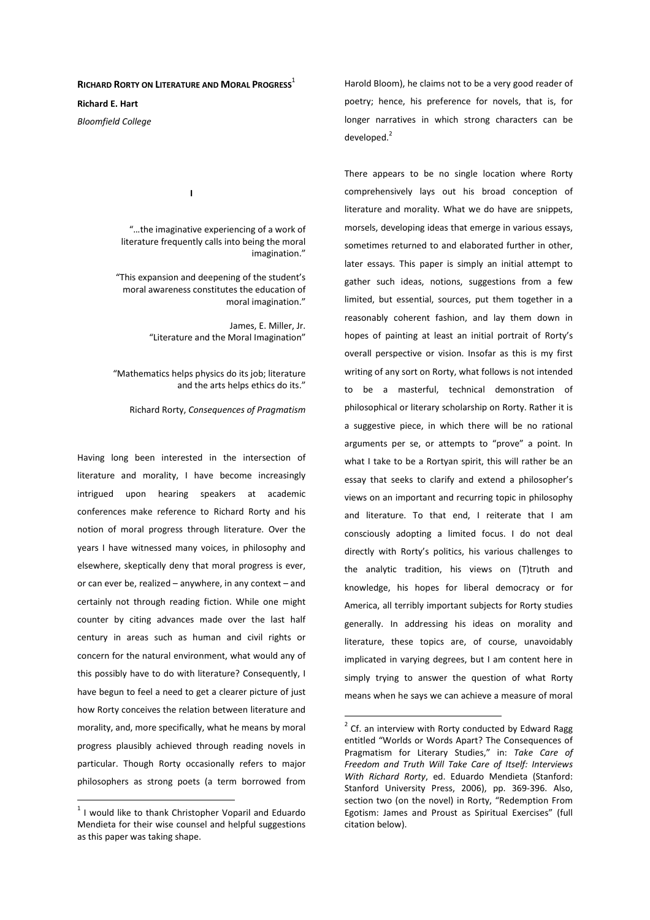# Richard Rorty on Literature and Moral Progress[1]

**Richard E. Hart**

*Bloomfield College*

## I

> "…the imaginative experiencing of a work of literature frequently calls into being the moral imagination."
>
> "This expansion and deepening of the student's moral awareness constitutes the education of moral imagination."
>
> James, E. Miller, Jr.
> "Literature and the Moral Imagination"

> "Mathematics helps physics do its job; literature and the arts helps ethics do its."
>
> Richard Rorty, *Consequences of Pragmatism*

Having long been interested in the intersection of literature and morality, I have become increasingly intrigued upon hearing speakers at academic conferences make reference to Richard Rorty and his notion of moral progress through literature. Over the years I have witnessed many voices, in philosophy and elsewhere, skeptically deny that moral progress is ever, or can ever be, realized – anywhere, in any context – and certainly not through reading fiction. While one might counter by citing advances made over the last half century in areas such as human and civil rights or concern for the natural environment, what would any of this possibly have to do with literature? Consequently, I have begun to feel a need to get a clearer picture of just how Rorty conceives the relation between literature and morality, and, more specifically, what he means by moral progress plausibly achieved through reading novels in particular. Though Rorty occasionally refers to major philosophers as strong poets (a term borrowed from Harold Bloom), he claims not to be a very good reader of poetry; hence, his preference for novels, that is, for longer narratives in which strong characters can be developed.[2]

There appears to be no single location where Rorty comprehensively lays out his broad conception of literature and morality. What we do have are snippets, morsels, developing ideas that emerge in various essays, sometimes returned to and elaborated further in other, later essays. This paper is simply an initial attempt to gather such ideas, notions, suggestions from a few limited, but essential, sources, put them together in a reasonably coherent fashion, and lay them down in hopes of painting at least an initial portrait of Rorty's overall perspective or vision. Insofar as this is my first writing of any sort on Rorty, what follows is not intended to be a masterful, technical demonstration of philosophical or literary scholarship on Rorty. Rather it is a suggestive piece, in which there will be no rational arguments per se, or attempts to "prove" a point. In what I take to be a Rortyan spirit, this will rather be an essay that seeks to clarify and extend a philosopher's views on an important and recurring topic in philosophy and literature. To that end, I reiterate that I am consciously adopting a limited focus. I do not deal directly with Rorty's politics, his various challenges to the analytic tradition, his views on (T)truth and knowledge, his hopes for liberal democracy or for America, all terribly important subjects for Rorty studies generally. In addressing his ideas on morality and literature, these topics are, of course, unavoidably implicated in varying degrees, but I am content here in simply trying to answer the question of what Rorty means when he says we can achieve a measure of moral

---

[1] I would like to thank Christopher Voparil and Eduardo Mendieta for their wise counsel and helpful suggestions as this paper was taking shape.

[2] Cf. an interview with Rorty conducted by Edward Ragg entitled "Worlds or Words Apart? The Consequences of Pragmatism for Literary Studies," in: *Take Care of Freedom and Truth Will Take Care of Itself: Interviews With Richard Rorty*, ed. Eduardo Mendieta (Stanford: Stanford University Press, 2006), pp. 369-396. Also, section two (on the novel) in Rorty, "Redemption From Egotism: James and Proust as Spiritual Exercises" (full citation below).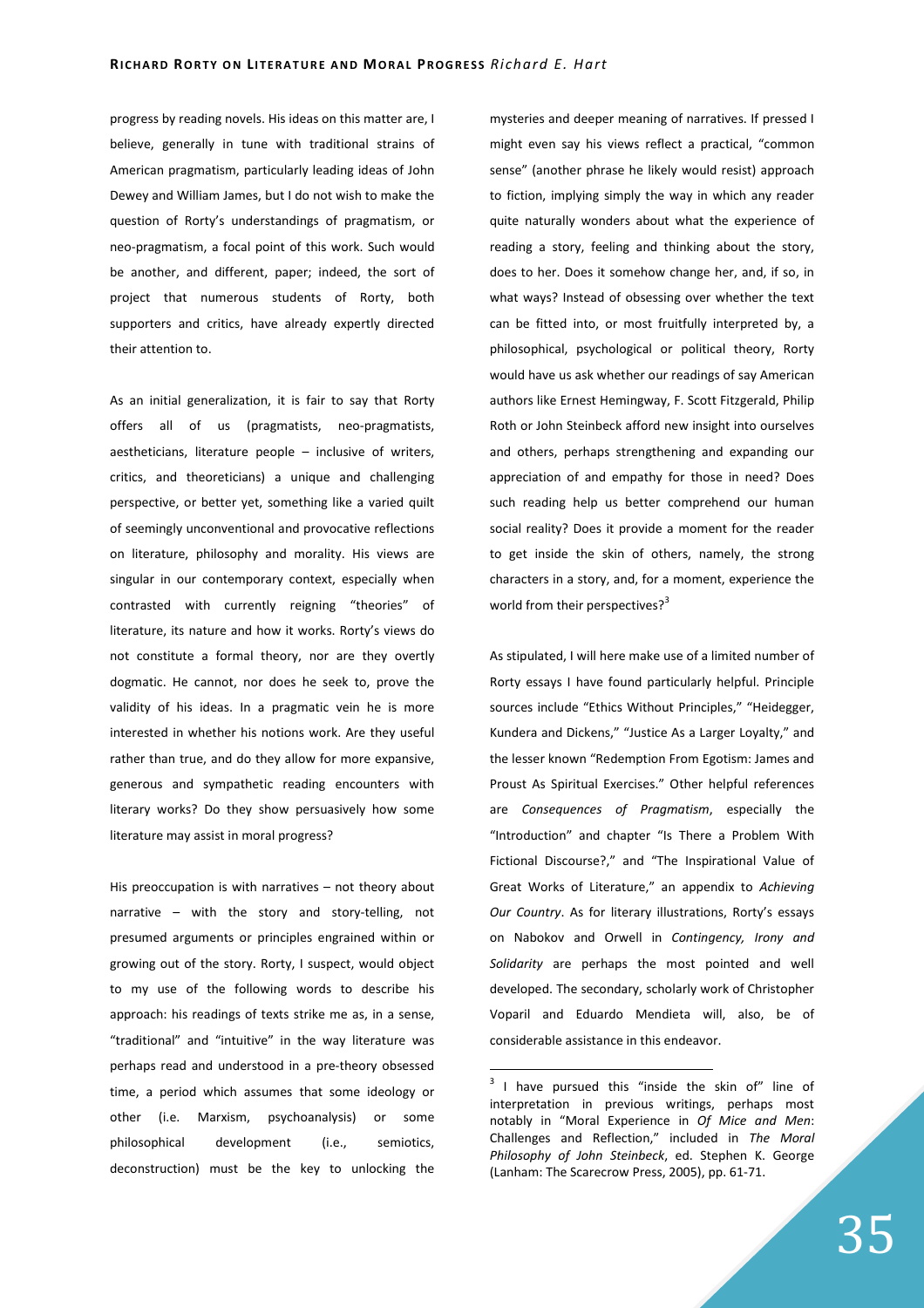progress by reading novels. His ideas on this matter are, I believe, generally in tune with traditional strains of American pragmatism, particularly leading ideas of John Dewey and William James, but I do not wish to make the question of Rorty's understandings of pragmatism, or neo-pragmatism, a focal point of this work. Such would be another, and different, paper; indeed, the sort of project that numerous students of Rorty, both supporters and critics, have already expertly directed their attention to.

As an initial generalization, it is fair to say that Rorty offers all of us (pragmatists, neo-pragmatists, aestheticians, literature people – inclusive of writers, critics, and theoreticians) a unique and challenging perspective, or better yet, something like a varied quilt of seemingly unconventional and provocative reflections on literature, philosophy and morality. His views are singular in our contemporary context, especially when contrasted with currently reigning "theories" of literature, its nature and how it works. Rorty's views do not constitute a formal theory, nor are they overtly dogmatic. He cannot, nor does he seek to, prove the validity of his ideas. In a pragmatic vein he is more interested in whether his notions work. Are they useful rather than true, and do they allow for more expansive, generous and sympathetic reading encounters with literary works? Do they show persuasively how some literature may assist in moral progress?

His preoccupation is with narratives – not theory about narrative – with the story and story-telling, not presumed arguments or principles engrained within or growing out of the story. Rorty, I suspect, would object to my use of the following words to describe his approach: his readings of texts strike me as, in a sense, "traditional" and "intuitive" in the way literature was perhaps read and understood in a pre-theory obsessed time, a period which assumes that some ideology or other (i.e. Marxism, psychoanalysis) or some philosophical development (i.e., semiotics, deconstruction) must be the key to unlocking the mysteries and deeper meaning of narratives. If pressed I might even say his views reflect a practical, "common sense" (another phrase he likely would resist) approach to fiction, implying simply the way in which any reader quite naturally wonders about what the experience of reading a story, feeling and thinking about the story, does to her. Does it somehow change her, and, if so, in what ways? Instead of obsessing over whether the text can be fitted into, or most fruitfully interpreted by, a philosophical, psychological or political theory, Rorty would have us ask whether our readings of say American authors like Ernest Hemingway, F. Scott Fitzgerald, Philip Roth or John Steinbeck afford new insight into ourselves and others, perhaps strengthening and expanding our appreciation of and empathy for those in need? Does such reading help us better comprehend our human social reality? Does it provide a moment for the reader to get inside the skin of others, namely, the strong characters in a story, and, for a moment, experience the world from their perspectives?[3]

As stipulated, I will here make use of a limited number of Rorty essays I have found particularly helpful. Principle sources include "Ethics Without Principles," "Heidegger, Kundera and Dickens," "Justice As a Larger Loyalty," and the lesser known "Redemption From Egotism: James and Proust As Spiritual Exercises." Other helpful references are *Consequences of Pragmatism*, especially the "Introduction" and chapter "Is There a Problem With Fictional Discourse?," and "The Inspirational Value of Great Works of Literature," an appendix to *Achieving Our Country*. As for literary illustrations, Rorty's essays on Nabokov and Orwell in *Contingency, Irony and Solidarity* are perhaps the most pointed and well developed. The secondary, scholarly work of Christopher Voparil and Eduardo Mendieta will, also, be of considerable assistance in this endeavor.

---

[3] I have pursued this "inside the skin of" line of interpretation in previous writings, perhaps most notably in "Moral Experience in *Of Mice and Men*: Challenges and Reflection," included in *The Moral Philosophy of John Steinbeck*, ed. Stephen K. George (Lanham: The Scarecrow Press, 2005), pp. 61-71.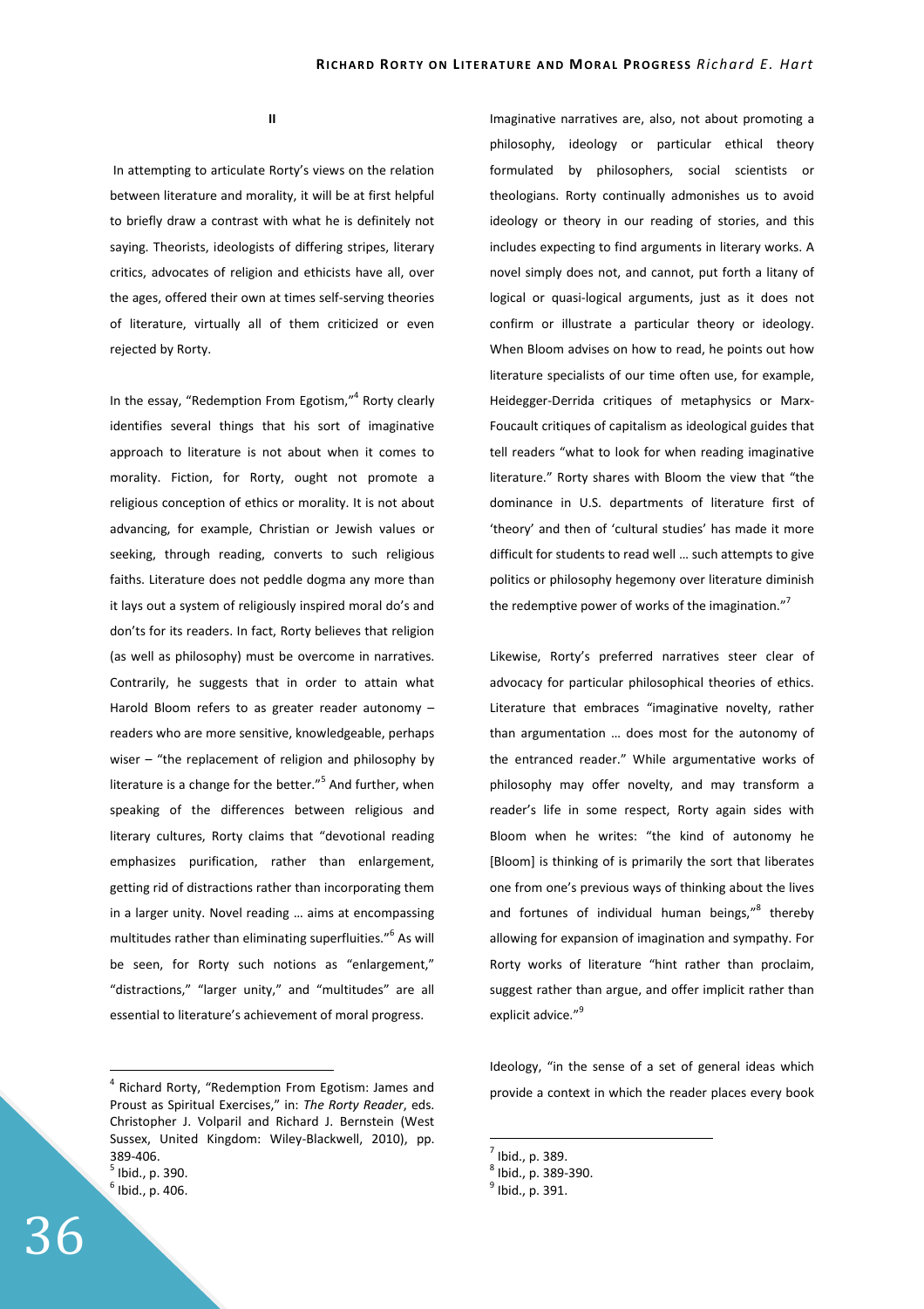## II

In attempting to articulate Rorty's views on the relation between literature and morality, it will be at first helpful to briefly draw a contrast with what he is definitely not saying. Theorists, ideologists of differing stripes, literary critics, advocates of religion and ethicists have all, over the ages, offered their own at times self-serving theories of literature, virtually all of them criticized or even rejected by Rorty.

In the essay, "Redemption From Egotism,"[4] Rorty clearly identifies several things that his sort of imaginative approach to literature is not about when it comes to morality. Fiction, for Rorty, ought not promote a religious conception of ethics or morality. It is not about advancing, for example, Christian or Jewish values or seeking, through reading, converts to such religious faiths. Literature does not peddle dogma any more than it lays out a system of religiously inspired moral do's and don'ts for its readers. In fact, Rorty believes that religion (as well as philosophy) must be overcome in narratives. Contrarily, he suggests that in order to attain what Harold Bloom refers to as greater reader autonomy – readers who are more sensitive, knowledgeable, perhaps wiser – "the replacement of religion and philosophy by literature is a change for the better."[5] And further, when speaking of the differences between religious and literary cultures, Rorty claims that "devotional reading emphasizes purification, rather than enlargement, getting rid of distractions rather than incorporating them in a larger unity. Novel reading … aims at encompassing multitudes rather than eliminating superfluities."[6] As will be seen, for Rorty such notions as "enlargement," "distractions," "larger unity," and "multitudes" are all essential to literature's achievement of moral progress.

Imaginative narratives are, also, not about promoting a philosophy, ideology or particular ethical theory formulated by philosophers, social scientists or theologians. Rorty continually admonishes us to avoid ideology or theory in our reading of stories, and this includes expecting to find arguments in literary works. A novel simply does not, and cannot, put forth a litany of logical or quasi-logical arguments, just as it does not confirm or illustrate a particular theory or ideology. When Bloom advises on how to read, he points out how literature specialists of our time often use, for example, Heidegger-Derrida critiques of metaphysics or Marx-Foucault critiques of capitalism as ideological guides that tell readers "what to look for when reading imaginative literature." Rorty shares with Bloom the view that "the dominance in U.S. departments of literature first of 'theory' and then of 'cultural studies' has made it more difficult for students to read well … such attempts to give politics or philosophy hegemony over literature diminish the redemptive power of works of the imagination."[7]

Likewise, Rorty's preferred narratives steer clear of advocacy for particular philosophical theories of ethics. Literature that embraces "imaginative novelty, rather than argumentation … does most for the autonomy of the entranced reader." While argumentative works of philosophy may offer novelty, and may transform a reader's life in some respect, Rorty again sides with Bloom when he writes: "the kind of autonomy he [Bloom] is thinking of is primarily the sort that liberates one from one's previous ways of thinking about the lives and fortunes of individual human beings,"[8] thereby allowing for expansion of imagination and sympathy. For Rorty works of literature "hint rather than proclaim, suggest rather than argue, and offer implicit rather than explicit advice."[9]

Ideology, "in the sense of a set of general ideas which provide a context in which the reader places every book

---

[4] Richard Rorty, "Redemption From Egotism: James and Proust as Spiritual Exercises," in: *The Rorty Reader*, eds. Christopher J. Volparil and Richard J. Bernstein (West Sussex, United Kingdom: Wiley-Blackwell, 2010), pp. 389-406.

[5] Ibid., p. 390.

[6] Ibid., p. 406.

[7] Ibid., p. 389.

[8] Ibid., p. 389-390.

[9] Ibid., p. 391.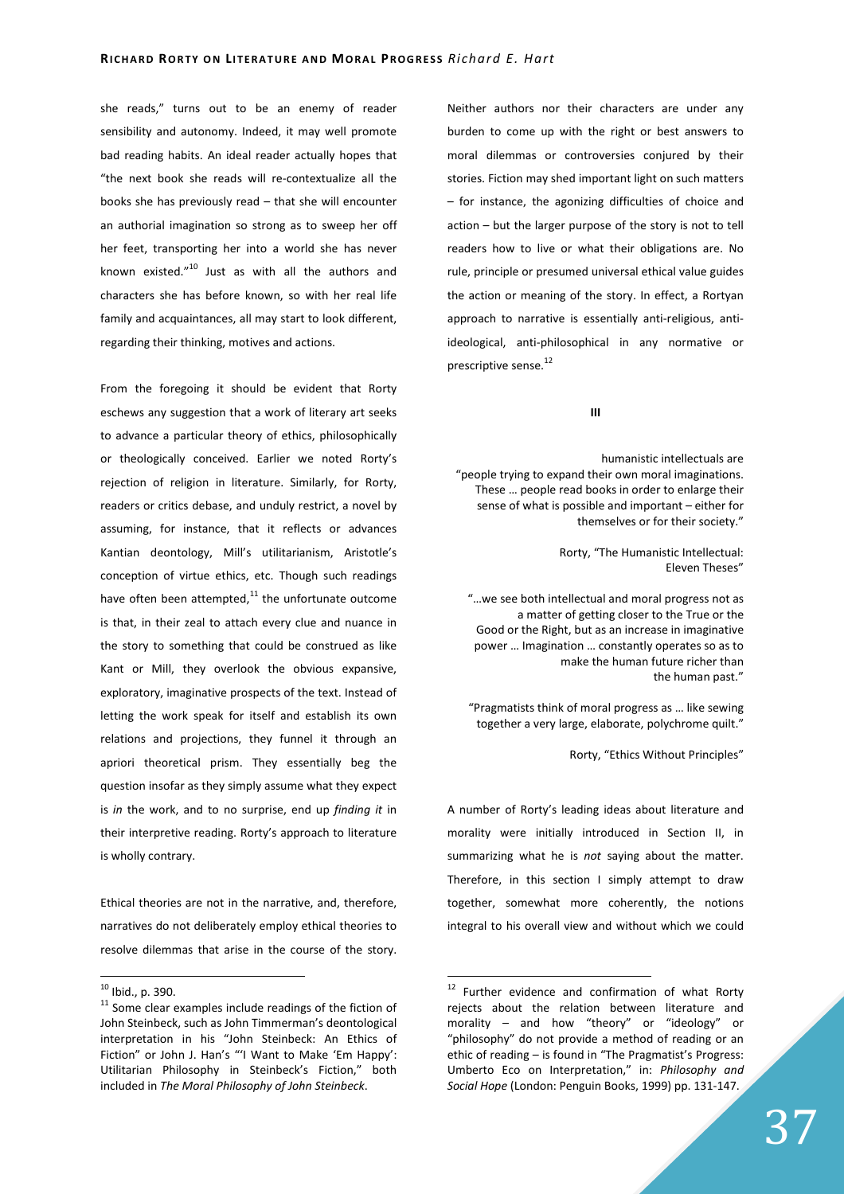she reads," turns out to be an enemy of reader sensibility and autonomy. Indeed, it may well promote bad reading habits. An ideal reader actually hopes that "the next book she reads will re-contextualize all the books she has previously read – that she will encounter an authorial imagination so strong as to sweep her off her feet, transporting her into a world she has never known existed."[10] Just as with all the authors and characters she has before known, so with her real life family and acquaintances, all may start to look different, regarding their thinking, motives and actions.

From the foregoing it should be evident that Rorty eschews any suggestion that a work of literary art seeks to advance a particular theory of ethics, philosophically or theologically conceived. Earlier we noted Rorty's rejection of religion in literature. Similarly, for Rorty, readers or critics debase, and unduly restrict, a novel by assuming, for instance, that it reflects or advances Kantian deontology, Mill's utilitarianism, Aristotle's conception of virtue ethics, etc. Though such readings have often been attempted,[11] the unfortunate outcome is that, in their zeal to attach every clue and nuance in the story to something that could be construed as like Kant or Mill, they overlook the obvious expansive, exploratory, imaginative prospects of the text. Instead of letting the work speak for itself and establish its own relations and projections, they funnel it through an apriori theoretical prism. They essentially beg the question insofar as they simply assume what they expect is *in* the work, and to no surprise, end up *finding it* in their interpretive reading. Rorty's approach to literature is wholly contrary.

Ethical theories are not in the narrative, and, therefore, narratives do not deliberately employ ethical theories to resolve dilemmas that arise in the course of the story. Neither authors nor their characters are under any burden to come up with the right or best answers to moral dilemmas or controversies conjured by their stories. Fiction may shed important light on such matters – for instance, the agonizing difficulties of choice and action – but the larger purpose of the story is not to tell readers how to live or what their obligations are. No rule, principle or presumed universal ethical value guides the action or meaning of the story. In effect, a Rortyan approach to narrative is essentially anti-religious, anti-ideological, anti-philosophical in any normative or prescriptive sense.[12]

## III

> humanistic intellectuals are "people trying to expand their own moral imaginations. These … people read books in order to enlarge their sense of what is possible and important – either for themselves or for their society."
>
> Rorty, "The Humanistic Intellectual: Eleven Theses"

> "…we see both intellectual and moral progress not as a matter of getting closer to the True or the Good or the Right, but as an increase in imaginative power … Imagination … constantly operates so as to make the human future richer than the human past."
>
> "Pragmatists think of moral progress as … like sewing together a very large, elaborate, polychrome quilt."
>
> Rorty, "Ethics Without Principles"

A number of Rorty's leading ideas about literature and morality were initially introduced in Section II, in summarizing what he is *not* saying about the matter. Therefore, in this section I simply attempt to draw together, somewhat more coherently, the notions integral to his overall view and without which we could

---

[10] Ibid., p. 390.

[11] Some clear examples include readings of the fiction of John Steinbeck, such as John Timmerman's deontological interpretation in his "John Steinbeck: An Ethics of Fiction" or John J. Han's "'I Want to Make 'Em Happy': Utilitarian Philosophy in Steinbeck's Fiction," both included in *The Moral Philosophy of John Steinbeck*.

[12] Further evidence and confirmation of what Rorty rejects about the relation between literature and morality – and how "theory" or "ideology" or "philosophy" do not provide a method of reading or an ethic of reading – is found in "The Pragmatist's Progress: Umberto Eco on Interpretation," in: *Philosophy and Social Hope* (London: Penguin Books, 1999) pp. 131-147.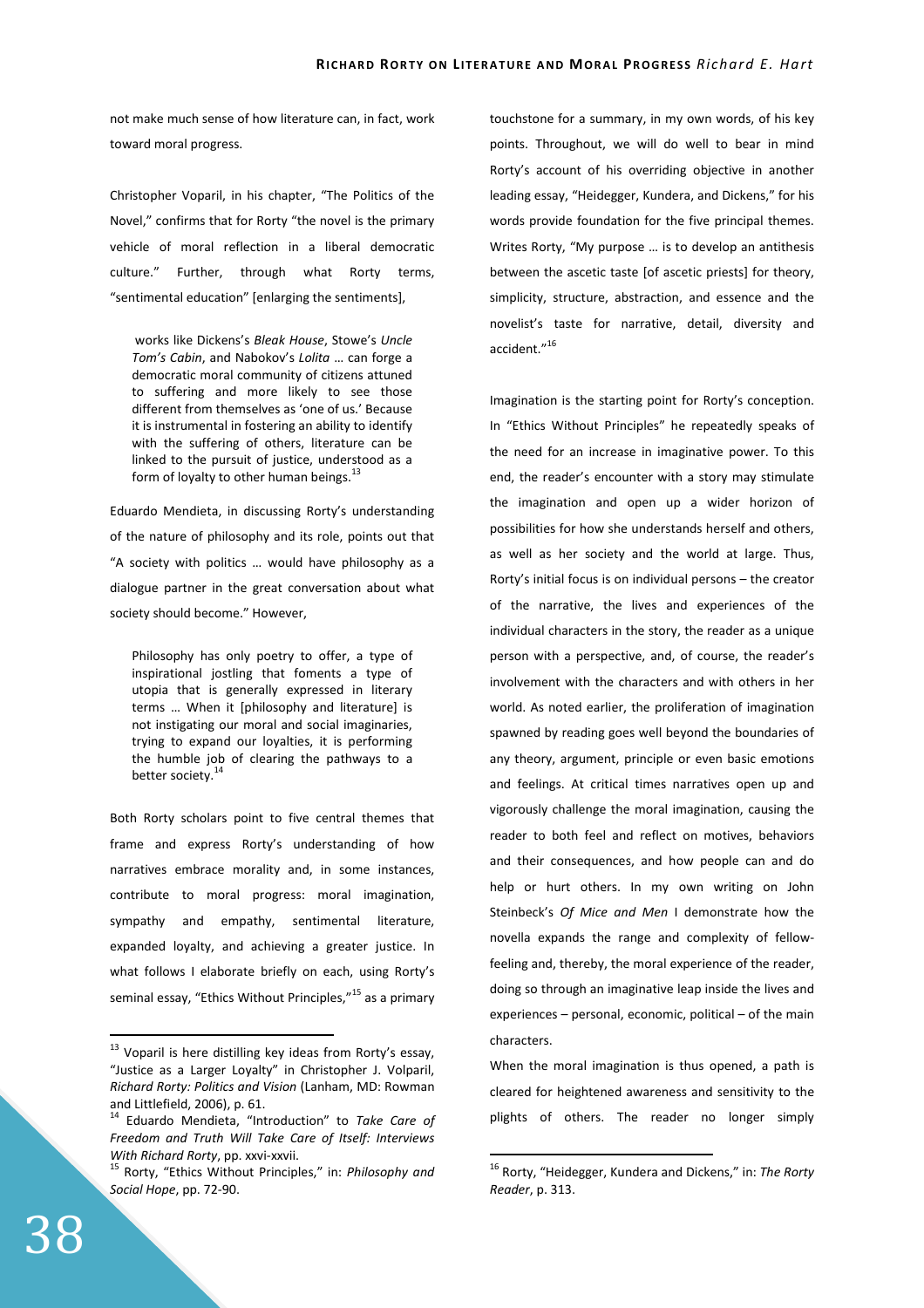not make much sense of how literature can, in fact, work toward moral progress.

Christopher Voparil, in his chapter, "The Politics of the Novel," confirms that for Rorty "the novel is the primary vehicle of moral reflection in a liberal democratic culture." Further, through what Rorty terms, "sentimental education" [enlarging the sentiments],

> works like Dickens's *Bleak House*, Stowe's *Uncle Tom's Cabin*, and Nabokov's *Lolita* … can forge a democratic moral community of citizens attuned to suffering and more likely to see those different from themselves as 'one of us.' Because it is instrumental in fostering an ability to identify with the suffering of others, literature can be linked to the pursuit of justice, understood as a form of loyalty to other human beings.[13]

Eduardo Mendieta, in discussing Rorty's understanding of the nature of philosophy and its role, points out that "A society with politics … would have philosophy as a dialogue partner in the great conversation about what society should become." However,

> Philosophy has only poetry to offer, a type of inspirational jostling that foments a type of utopia that is generally expressed in literary terms … When it [philosophy and literature] is not instigating our moral and social imaginaries, trying to expand our loyalties, it is performing the humble job of clearing the pathways to a better society.[14]

Both Rorty scholars point to five central themes that frame and express Rorty's understanding of how narratives embrace morality and, in some instances, contribute to moral progress: moral imagination, sympathy and empathy, sentimental literature, expanded loyalty, and achieving a greater justice. In what follows I elaborate briefly on each, using Rorty's seminal essay, "Ethics Without Principles,"[15] as a primary touchstone for a summary, in my own words, of his key points. Throughout, we will do well to bear in mind Rorty's account of his overriding objective in another leading essay, "Heidegger, Kundera, and Dickens," for his words provide foundation for the five principal themes. Writes Rorty, "My purpose … is to develop an antithesis between the ascetic taste [of ascetic priests] for theory, simplicity, structure, abstraction, and essence and the novelist's taste for narrative, detail, diversity and accident."[16]

Imagination is the starting point for Rorty's conception. In "Ethics Without Principles" he repeatedly speaks of the need for an increase in imaginative power. To this end, the reader's encounter with a story may stimulate the imagination and open up a wider horizon of possibilities for how she understands herself and others, as well as her society and the world at large. Thus, Rorty's initial focus is on individual persons – the creator of the narrative, the lives and experiences of the individual characters in the story, the reader as a unique person with a perspective, and, of course, the reader's involvement with the characters and with others in her world. As noted earlier, the proliferation of imagination spawned by reading goes well beyond the boundaries of any theory, argument, principle or even basic emotions and feelings. At critical times narratives open up and vigorously challenge the moral imagination, causing the reader to both feel and reflect on motives, behaviors and their consequences, and how people can and do help or hurt others. In my own writing on John Steinbeck's *Of Mice and Men* I demonstrate how the novella expands the range and complexity of fellow-feeling and, thereby, the moral experience of the reader, doing so through an imaginative leap inside the lives and experiences – personal, economic, political – of the main characters.

When the moral imagination is thus opened, a path is cleared for heightened awareness and sensitivity to the plights of others. The reader no longer simply

---

[13] Voparil is here distilling key ideas from Rorty's essay, "Justice as a Larger Loyalty" in Christopher J. Volparil, *Richard Rorty: Politics and Vision* (Lanham, MD: Rowman and Littlefield, 2006), p. 61.

[14] Eduardo Mendieta, "Introduction" to *Take Care of Freedom and Truth Will Take Care of Itself: Interviews With Richard Rorty*, pp. xxvi-xxvii.

[15] Rorty, "Ethics Without Principles," in: *Philosophy and Social Hope*, pp. 72-90.

[16] Rorty, "Heidegger, Kundera and Dickens," in: *The Rorty Reader*, p. 313.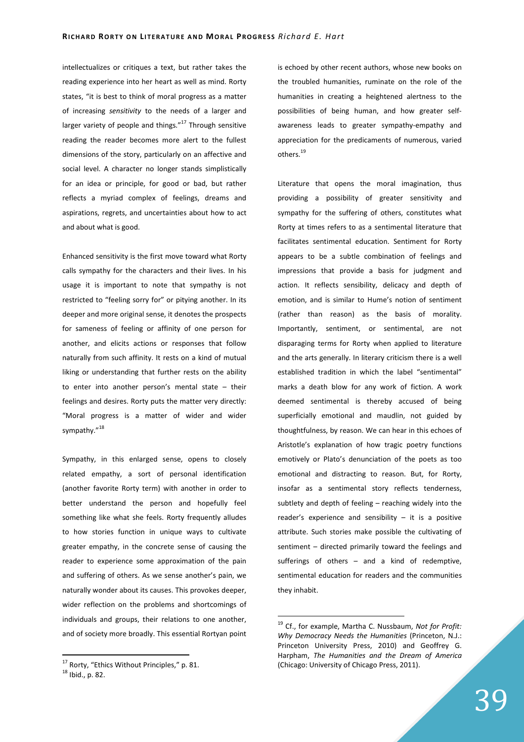intellectualizes or critiques a text, but rather takes the reading experience into her heart as well as mind. Rorty states, "it is best to think of moral progress as a matter of increasing *sensitivity* to the needs of a larger and larger variety of people and things."[17] Through sensitive reading the reader becomes more alert to the fullest dimensions of the story, particularly on an affective and social level. A character no longer stands simplistically for an idea or principle, for good or bad, but rather reflects a myriad complex of feelings, dreams and aspirations, regrets, and uncertainties about how to act and about what is good.

Enhanced sensitivity is the first move toward what Rorty calls sympathy for the characters and their lives. In his usage it is important to note that sympathy is not restricted to "feeling sorry for" or pitying another. In its deeper and more original sense, it denotes the prospects for sameness of feeling or affinity of one person for another, and elicits actions or responses that follow naturally from such affinity. It rests on a kind of mutual liking or understanding that further rests on the ability to enter into another person's mental state – their feelings and desires. Rorty puts the matter very directly: "Moral progress is a matter of wider and wider sympathy."[18]

Sympathy, in this enlarged sense, opens to closely related empathy, a sort of personal identification (another favorite Rorty term) with another in order to better understand the person and hopefully feel something like what she feels. Rorty frequently alludes to how stories function in unique ways to cultivate greater empathy, in the concrete sense of causing the reader to experience some approximation of the pain and suffering of others. As we sense another's pain, we naturally wonder about its causes. This provokes deeper, wider reflection on the problems and shortcomings of individuals and groups, their relations to one another, and of society more broadly. This essential Rortyan point is echoed by other recent authors, whose new books on the troubled humanities, ruminate on the role of the humanities in creating a heightened alertness to the possibilities of being human, and how greater self-awareness leads to greater sympathy-empathy and appreciation for the predicaments of numerous, varied others.[19]

Literature that opens the moral imagination, thus providing a possibility of greater sensitivity and sympathy for the suffering of others, constitutes what Rorty at times refers to as a sentimental literature that facilitates sentimental education. Sentiment for Rorty appears to be a subtle combination of feelings and impressions that provide a basis for judgment and action. It reflects sensibility, delicacy and depth of emotion, and is similar to Hume's notion of sentiment (rather than reason) as the basis of morality. Importantly, sentiment, or sentimental, are not disparaging terms for Rorty when applied to literature and the arts generally. In literary criticism there is a well established tradition in which the label "sentimental" marks a death blow for any work of fiction. A work deemed sentimental is thereby accused of being superficially emotional and maudlin, not guided by thoughtfulness, by reason. We can hear in this echoes of Aristotle's explanation of how tragic poetry functions emotively or Plato's denunciation of the poets as too emotional and distracting to reason. But, for Rorty, insofar as a sentimental story reflects tenderness, subtlety and depth of feeling – reaching widely into the reader's experience and sensibility – it is a positive attribute. Such stories make possible the cultivating of sentiment – directed primarily toward the feelings and sufferings of others – and a kind of redemptive, sentimental education for readers and the communities they inhabit.

---

[17] Rorty, "Ethics Without Principles," p. 81.

[18] Ibid., p. 82.

[19] Cf., for example, Martha C. Nussbaum, *Not for Profit: Why Democracy Needs the Humanities* (Princeton, N.J.: Princeton University Press, 2010) and Geoffrey G. Harpham, *The Humanities and the Dream of America* (Chicago: University of Chicago Press, 2011).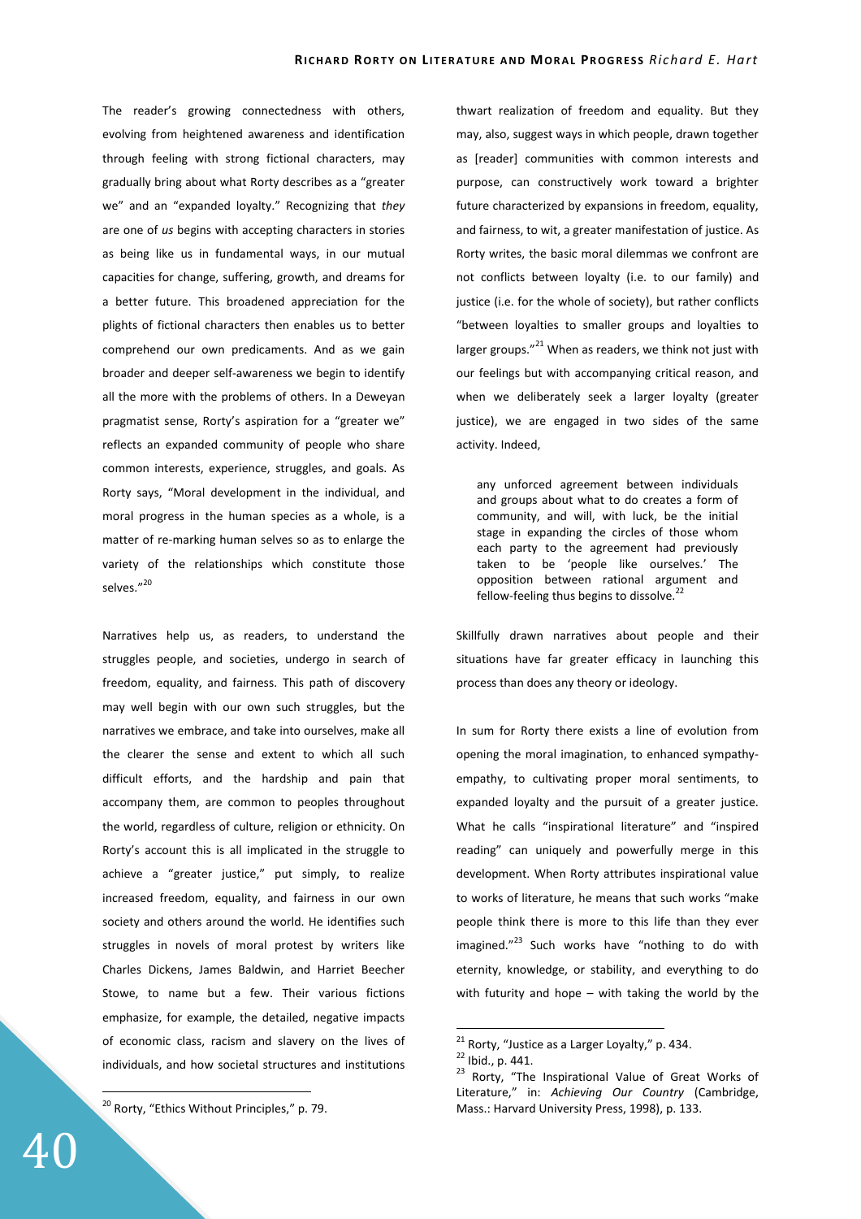The reader's growing connectedness with others, evolving from heightened awareness and identification through feeling with strong fictional characters, may gradually bring about what Rorty describes as a "greater we" and an "expanded loyalty." Recognizing that *they* are one of *us* begins with accepting characters in stories as being like us in fundamental ways, in our mutual capacities for change, suffering, growth, and dreams for a better future. This broadened appreciation for the plights of fictional characters then enables us to better comprehend our own predicaments. And as we gain broader and deeper self-awareness we begin to identify all the more with the problems of others. In a Deweyan pragmatist sense, Rorty's aspiration for a "greater we" reflects an expanded community of people who share common interests, experience, struggles, and goals. As Rorty says, "Moral development in the individual, and moral progress in the human species as a whole, is a matter of re-marking human selves so as to enlarge the variety of the relationships which constitute those selves."[20]

Narratives help us, as readers, to understand the struggles people, and societies, undergo in search of freedom, equality, and fairness. This path of discovery may well begin with our own such struggles, but the narratives we embrace, and take into ourselves, make all the clearer the sense and extent to which all such difficult efforts, and the hardship and pain that accompany them, are common to peoples throughout the world, regardless of culture, religion or ethnicity. On Rorty's account this is all implicated in the struggle to achieve a "greater justice," put simply, to realize increased freedom, equality, and fairness in our own society and others around the world. He identifies such struggles in novels of moral protest by writers like Charles Dickens, James Baldwin, and Harriet Beecher Stowe, to name but a few. Their various fictions emphasize, for example, the detailed, negative impacts of economic class, racism and slavery on the lives of individuals, and how societal structures and institutions thwart realization of freedom and equality. But they may, also, suggest ways in which people, drawn together as [reader] communities with common interests and purpose, can constructively work toward a brighter future characterized by expansions in freedom, equality, and fairness, to wit, a greater manifestation of justice. As Rorty writes, the basic moral dilemmas we confront are not conflicts between loyalty (i.e. to our family) and justice (i.e. for the whole of society), but rather conflicts "between loyalties to smaller groups and loyalties to larger groups."[21] When as readers, we think not just with our feelings but with accompanying critical reason, and when we deliberately seek a larger loyalty (greater justice), we are engaged in two sides of the same activity. Indeed,

> any unforced agreement between individuals and groups about what to do creates a form of community, and will, with luck, be the initial stage in expanding the circles of those whom each party to the agreement had previously taken to be 'people like ourselves.' The opposition between rational argument and fellow-feeling thus begins to dissolve.[22]

Skillfully drawn narratives about people and their situations have far greater efficacy in launching this process than does any theory or ideology.

In sum for Rorty there exists a line of evolution from opening the moral imagination, to enhanced sympathy-empathy, to cultivating proper moral sentiments, to expanded loyalty and the pursuit of a greater justice. What he calls "inspirational literature" and "inspired reading" can uniquely and powerfully merge in this development. When Rorty attributes inspirational value to works of literature, he means that such works "make people think there is more to this life than they ever imagined."[23] Such works have "nothing to do with eternity, knowledge, or stability, and everything to do with futurity and hope – with taking the world by the

---

[20] Rorty, "Ethics Without Principles," p. 79.

[21] Rorty, "Justice as a Larger Loyalty," p. 434.

[22] Ibid., p. 441.

[23] Rorty, "The Inspirational Value of Great Works of Literature," in: *Achieving Our Country* (Cambridge, Mass.: Harvard University Press, 1998), p. 133.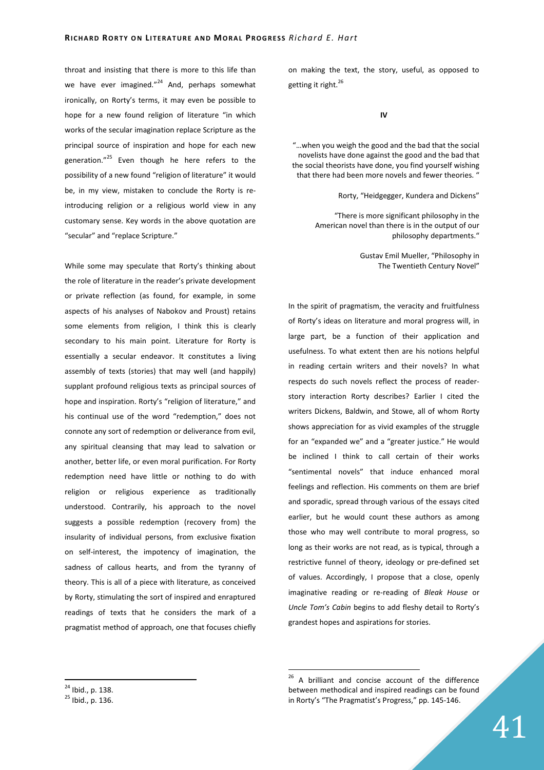throat and insisting that there is more to this life than we have ever imagined."[24] And, perhaps somewhat ironically, on Rorty's terms, it may even be possible to hope for a new found religion of literature "in which works of the secular imagination replace Scripture as the principal source of inspiration and hope for each new generation."[25] Even though he here refers to the possibility of a new found "religion of literature" it would be, in my view, mistaken to conclude the Rorty is re-introducing religion or a religious world view in any customary sense. Key words in the above quotation are "secular" and "replace Scripture."

While some may speculate that Rorty's thinking about the role of literature in the reader's private development or private reflection (as found, for example, in some aspects of his analyses of Nabokov and Proust) retains some elements from religion, I think this is clearly secondary to his main point. Literature for Rorty is essentially a secular endeavor. It constitutes a living assembly of texts (stories) that may well (and happily) supplant profound religious texts as principal sources of hope and inspiration. Rorty's "religion of literature," and his continual use of the word "redemption," does not connote any sort of redemption or deliverance from evil, any spiritual cleansing that may lead to salvation or another, better life, or even moral purification. For Rorty redemption need have little or nothing to do with religion or religious experience as traditionally understood. Contrarily, his approach to the novel suggests a possible redemption (recovery from) the insularity of individual persons, from exclusive fixation on self-interest, the impotency of imagination, the sadness of callous hearts, and from the tyranny of theory. This is all of a piece with literature, as conceived by Rorty, stimulating the sort of inspired and enraptured readings of texts that he considers the mark of a pragmatist method of approach, one that focuses chiefly on making the text, the story, useful, as opposed to getting it right.[26]

## IV

"…when you weigh the good and the bad that the social novelists have done against the good and the bad that the social theorists have done, you find yourself wishing that there had been more novels and fewer theories. "

Rorty, "Heidgegger, Kundera and Dickens"

"There is more significant philosophy in the American novel than there is in the output of our philosophy departments."

Gustav Emil Mueller, "Philosophy in The Twentieth Century Novel"

In the spirit of pragmatism, the veracity and fruitfulness of Rorty's ideas on literature and moral progress will, in large part, be a function of their application and usefulness. To what extent then are his notions helpful in reading certain writers and their novels? In what respects do such novels reflect the process of reader-story interaction Rorty describes? Earlier I cited the writers Dickens, Baldwin, and Stowe, all of whom Rorty shows appreciation for as vivid examples of the struggle for an "expanded we" and a "greater justice." He would be inclined I think to call certain of their works "sentimental novels" that induce enhanced moral feelings and reflection. His comments on them are brief and sporadic, spread through various of the essays cited earlier, but he would count these authors as among those who may well contribute to moral progress, so long as their works are not read, as is typical, through a restrictive funnel of theory, ideology or pre-defined set of values. Accordingly, I propose that a close, openly imaginative reading or re-reading of *Bleak House* or *Uncle Tom's Cabin* begins to add fleshy detail to Rorty's grandest hopes and aspirations for stories.

---

[24] Ibid., p. 138.

[25] Ibid., p. 136.

[26] A brilliant and concise account of the difference between methodical and inspired readings can be found in Rorty's "The Pragmatist's Progress," pp. 145-146.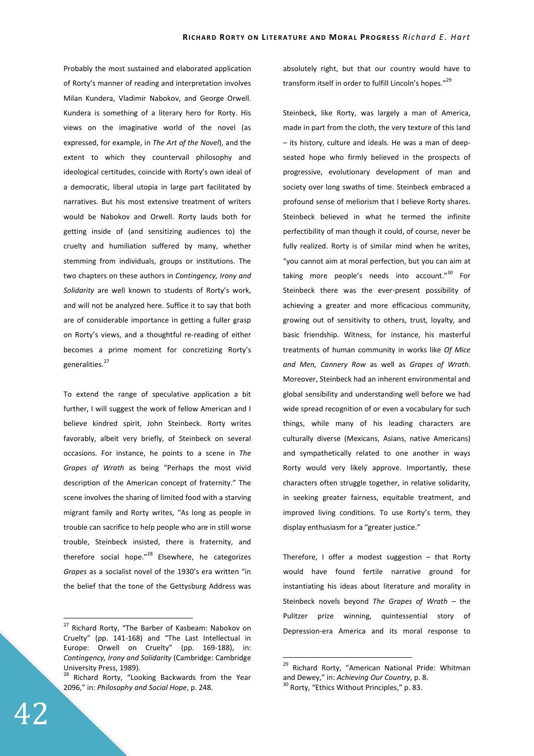Probably the most sustained and elaborated application of Rorty's manner of reading and interpretation involves Milan Kundera, Vladimir Nabokov, and George Orwell. Kundera is something of a literary hero for Rorty. His views on the imaginative world of the novel (as expressed, for example, in *The Art of the Novel*), and the extent to which they countervail philosophy and ideological certitudes, coincide with Rorty's own ideal of a democratic, liberal utopia in large part facilitated by narratives. But his most extensive treatment of writers would be Nabokov and Orwell. Rorty lauds both for getting inside of (and sensitizing audiences to) the cruelty and humiliation suffered by many, whether stemming from individuals, groups or institutions. The two chapters on these authors in *Contingency, Irony and Solidarity* are well known to students of Rorty's work, and will not be analyzed here. Suffice it to say that both are of considerable importance in getting a fuller grasp on Rorty's views, and a thoughtful re-reading of either becomes a prime moment for concretizing Rorty's generalities.[27]

To extend the range of speculative application a bit further, I will suggest the work of fellow American and I believe kindred spirit, John Steinbeck. Rorty writes favorably, albeit very briefly, of Steinbeck on several occasions. For instance, he points to a scene in *The Grapes of Wrath* as being "Perhaps the most vivid description of the American concept of fraternity." The scene involves the sharing of limited food with a starving migrant family and Rorty writes, "As long as people in trouble can sacrifice to help people who are in still worse trouble, Steinbeck insisted, there is fraternity, and therefore social hope."[28] Elsewhere, he categorizes *Grapes* as a socialist novel of the 1930's era written "in the belief that the tone of the Gettysburg Address was absolutely right, but that our country would have to transform itself in order to fulfill Lincoln's hopes."[29]

Steinbeck, like Rorty, was largely a man of America, made in part from the cloth, the very texture of this land – its history, culture and ideals. He was a man of deep-seated hope who firmly believed in the prospects of progressive, evolutionary development of man and society over long swaths of time. Steinbeck embraced a profound sense of meliorism that I believe Rorty shares. Steinbeck believed in what he termed the infinite perfectibility of man though it could, of course, never be fully realized. Rorty is of similar mind when he writes, "you cannot aim at moral perfection, but you can aim at taking more people's needs into account."[30] For Steinbeck there was the ever-present possibility of achieving a greater and more efficacious community, growing out of sensitivity to others, trust, loyalty, and basic friendship. Witness, for instance, his masterful treatments of human community in works like *Of Mice and Men, Cannery Row* as well as *Grapes of Wrath*. Moreover, Steinbeck had an inherent environmental and global sensibility and understanding well before we had wide spread recognition of or even a vocabulary for such things, while many of his leading characters are culturally diverse (Mexicans, Asians, native Americans) and sympathetically related to one another in ways Rorty would very likely approve. Importantly, these characters often struggle together, in relative solidarity, in seeking greater fairness, equitable treatment, and improved living conditions. To use Rorty's term, they display enthusiasm for a "greater justice."

Therefore, I offer a modest suggestion – that Rorty would have found fertile narrative ground for instantiating his ideas about literature and morality in Steinbeck novels beyond *The Grapes of Wrath* – the Pulitzer prize winning, quintessential story of Depression-era America and its moral response to

---

[27] Richard Rorty, "The Barber of Kasbeam: Nabokov on Cruelty" (pp. 141-168) and "The Last Intellectual in Europe: Orwell on Cruelty" (pp. 169-188), in: *Contingency, Irony and Solidarity* (Cambridge: Cambridge University Press, 1989).

[28] Richard Rorty, "Looking Backwards from the Year 2096," in: *Philosophy and Social Hope*, p. 248.

[29] Richard Rorty, "American National Pride: Whitman and Dewey," in: *Achieving Our Country*, p. 8.

[30] Rorty, "Ethics Without Principles," p. 83.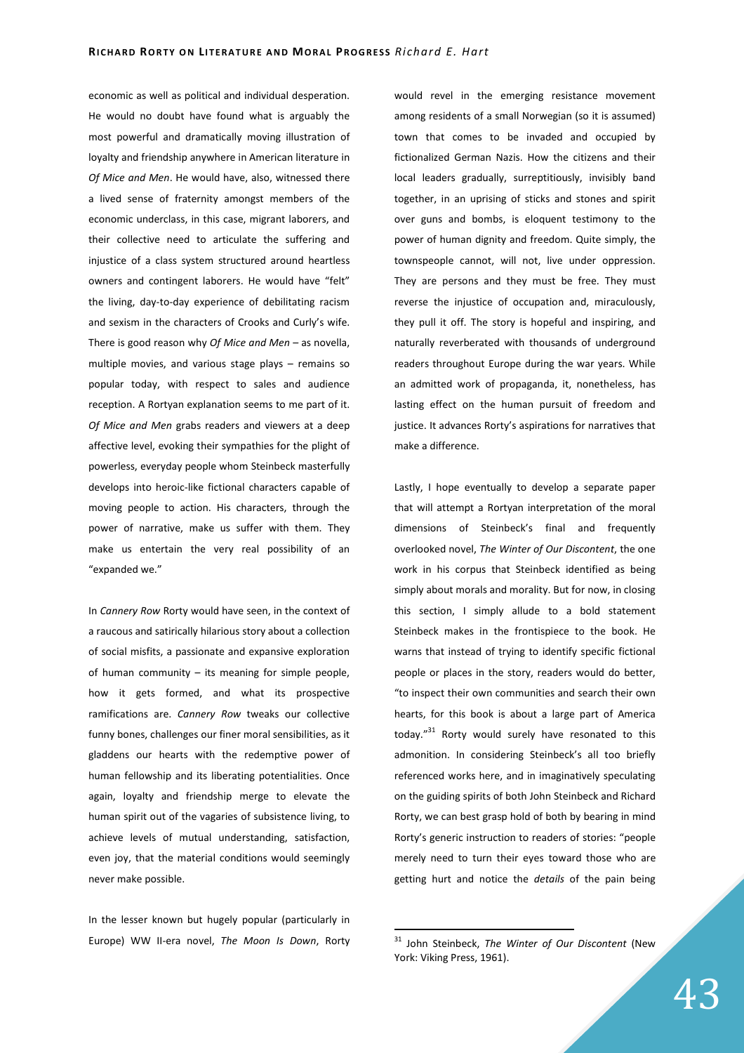economic as well as political and individual desperation. He would no doubt have found what is arguably the most powerful and dramatically moving illustration of loyalty and friendship anywhere in American literature in *Of Mice and Men*. He would have, also, witnessed there a lived sense of fraternity amongst members of the economic underclass, in this case, migrant laborers, and their collective need to articulate the suffering and injustice of a class system structured around heartless owners and contingent laborers. He would have "felt" the living, day-to-day experience of debilitating racism and sexism in the characters of Crooks and Curly's wife. There is good reason why *Of Mice and Men* – as novella, multiple movies, and various stage plays – remains so popular today, with respect to sales and audience reception. A Rortyan explanation seems to me part of it. *Of Mice and Men* grabs readers and viewers at a deep affective level, evoking their sympathies for the plight of powerless, everyday people whom Steinbeck masterfully develops into heroic-like fictional characters capable of moving people to action. His characters, through the power of narrative, make us suffer with them. They make us entertain the very real possibility of an "expanded we."

In *Cannery Row* Rorty would have seen, in the context of a raucous and satirically hilarious story about a collection of social misfits, a passionate and expansive exploration of human community – its meaning for simple people, how it gets formed, and what its prospective ramifications are. *Cannery Row* tweaks our collective funny bones, challenges our finer moral sensibilities, as it gladdens our hearts with the redemptive power of human fellowship and its liberating potentialities. Once again, loyalty and friendship merge to elevate the human spirit out of the vagaries of subsistence living, to achieve levels of mutual understanding, satisfaction, even joy, that the material conditions would seemingly never make possible.

In the lesser known but hugely popular (particularly in Europe) WW II-era novel, *The Moon Is Down*, Rorty would revel in the emerging resistance movement among residents of a small Norwegian (so it is assumed) town that comes to be invaded and occupied by fictionalized German Nazis. How the citizens and their local leaders gradually, surreptitiously, invisibly band together, in an uprising of sticks and stones and spirit over guns and bombs, is eloquent testimony to the power of human dignity and freedom. Quite simply, the townspeople cannot, will not, live under oppression. They are persons and they must be free. They must reverse the injustice of occupation and, miraculously, they pull it off. The story is hopeful and inspiring, and naturally reverberated with thousands of underground readers throughout Europe during the war years. While an admitted work of propaganda, it, nonetheless, has lasting effect on the human pursuit of freedom and justice. It advances Rorty's aspirations for narratives that make a difference.

Lastly, I hope eventually to develop a separate paper that will attempt a Rortyan interpretation of the moral dimensions of Steinbeck's final and frequently overlooked novel, *The Winter of Our Discontent*, the one work in his corpus that Steinbeck identified as being simply about morals and morality. But for now, in closing this section, I simply allude to a bold statement Steinbeck makes in the frontispiece to the book. He warns that instead of trying to identify specific fictional people or places in the story, readers would do better, "to inspect their own communities and search their own hearts, for this book is about a large part of America today."[31] Rorty would surely have resonated to this admonition. In considering Steinbeck's all too briefly referenced works here, and in imaginatively speculating on the guiding spirits of both John Steinbeck and Richard Rorty, we can best grasp hold of both by bearing in mind Rorty's generic instruction to readers of stories: "people merely need to turn their eyes toward those who are getting hurt and notice the *details* of the pain being

---

[31] John Steinbeck, *The Winter of Our Discontent* (New York: Viking Press, 1961).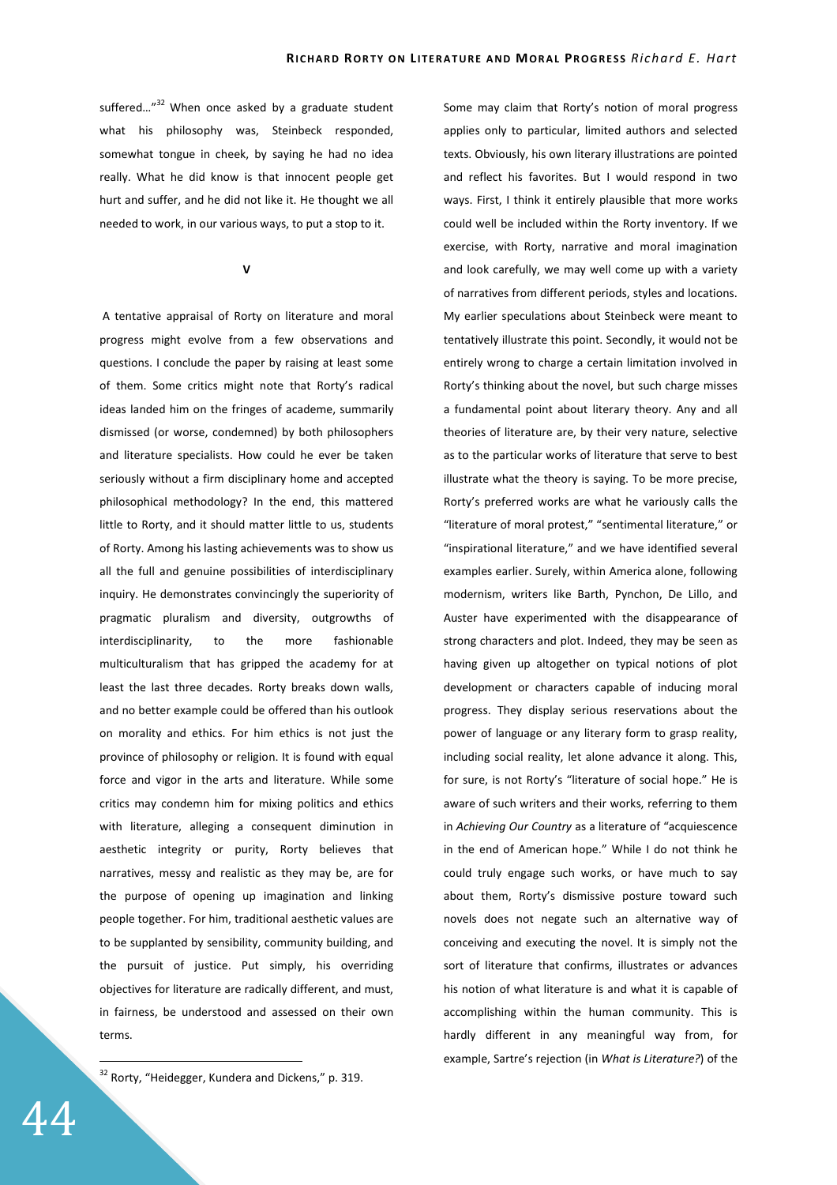suffered…"[32] When once asked by a graduate student what his philosophy was, Steinbeck responded, somewhat tongue in cheek, by saying he had no idea really. What he did know is that innocent people get hurt and suffer, and he did not like it. He thought we all needed to work, in our various ways, to put a stop to it.

## V

A tentative appraisal of Rorty on literature and moral progress might evolve from a few observations and questions. I conclude the paper by raising at least some of them. Some critics might note that Rorty's radical ideas landed him on the fringes of academe, summarily dismissed (or worse, condemned) by both philosophers and literature specialists. How could he ever be taken seriously without a firm disciplinary home and accepted philosophical methodology? In the end, this mattered little to Rorty, and it should matter little to us, students of Rorty. Among his lasting achievements was to show us all the full and genuine possibilities of interdisciplinary inquiry. He demonstrates convincingly the superiority of pragmatic pluralism and diversity, outgrowths of interdisciplinarity, to the more fashionable multiculturalism that has gripped the academy for at least the last three decades. Rorty breaks down walls, and no better example could be offered than his outlook on morality and ethics. For him ethics is not just the province of philosophy or religion. It is found with equal force and vigor in the arts and literature. While some critics may condemn him for mixing politics and ethics with literature, alleging a consequent diminution in aesthetic integrity or purity, Rorty believes that narratives, messy and realistic as they may be, are for the purpose of opening up imagination and linking people together. For him, traditional aesthetic values are to be supplanted by sensibility, community building, and the pursuit of justice. Put simply, his overriding objectives for literature are radically different, and must, in fairness, be understood and assessed on their own terms.

Some may claim that Rorty's notion of moral progress applies only to particular, limited authors and selected texts. Obviously, his own literary illustrations are pointed and reflect his favorites. But I would respond in two ways. First, I think it entirely plausible that more works could well be included within the Rorty inventory. If we exercise, with Rorty, narrative and moral imagination and look carefully, we may well come up with a variety of narratives from different periods, styles and locations. My earlier speculations about Steinbeck were meant to tentatively illustrate this point. Secondly, it would not be entirely wrong to charge a certain limitation involved in Rorty's thinking about the novel, but such charge misses a fundamental point about literary theory. Any and all theories of literature are, by their very nature, selective as to the particular works of literature that serve to best illustrate what the theory is saying. To be more precise, Rorty's preferred works are what he variously calls the "literature of moral protest," "sentimental literature," or "inspirational literature," and we have identified several examples earlier. Surely, within America alone, following modernism, writers like Barth, Pynchon, De Lillo, and Auster have experimented with the disappearance of strong characters and plot. Indeed, they may be seen as having given up altogether on typical notions of plot development or characters capable of inducing moral progress. They display serious reservations about the power of language or any literary form to grasp reality, including social reality, let alone advance it along. This, for sure, is not Rorty's "literature of social hope." He is aware of such writers and their works, referring to them in *Achieving Our Country* as a literature of "acquiescence in the end of American hope." While I do not think he could truly engage such works, or have much to say about them, Rorty's dismissive posture toward such novels does not negate such an alternative way of conceiving and executing the novel. It is simply not the sort of literature that confirms, illustrates or advances his notion of what literature is and what it is capable of accomplishing within the human community. This is hardly different in any meaningful way from, for example, Sartre's rejection (in *What is Literature?*) of the

[32] Rorty, "Heidegger, Kundera and Dickens," p. 319.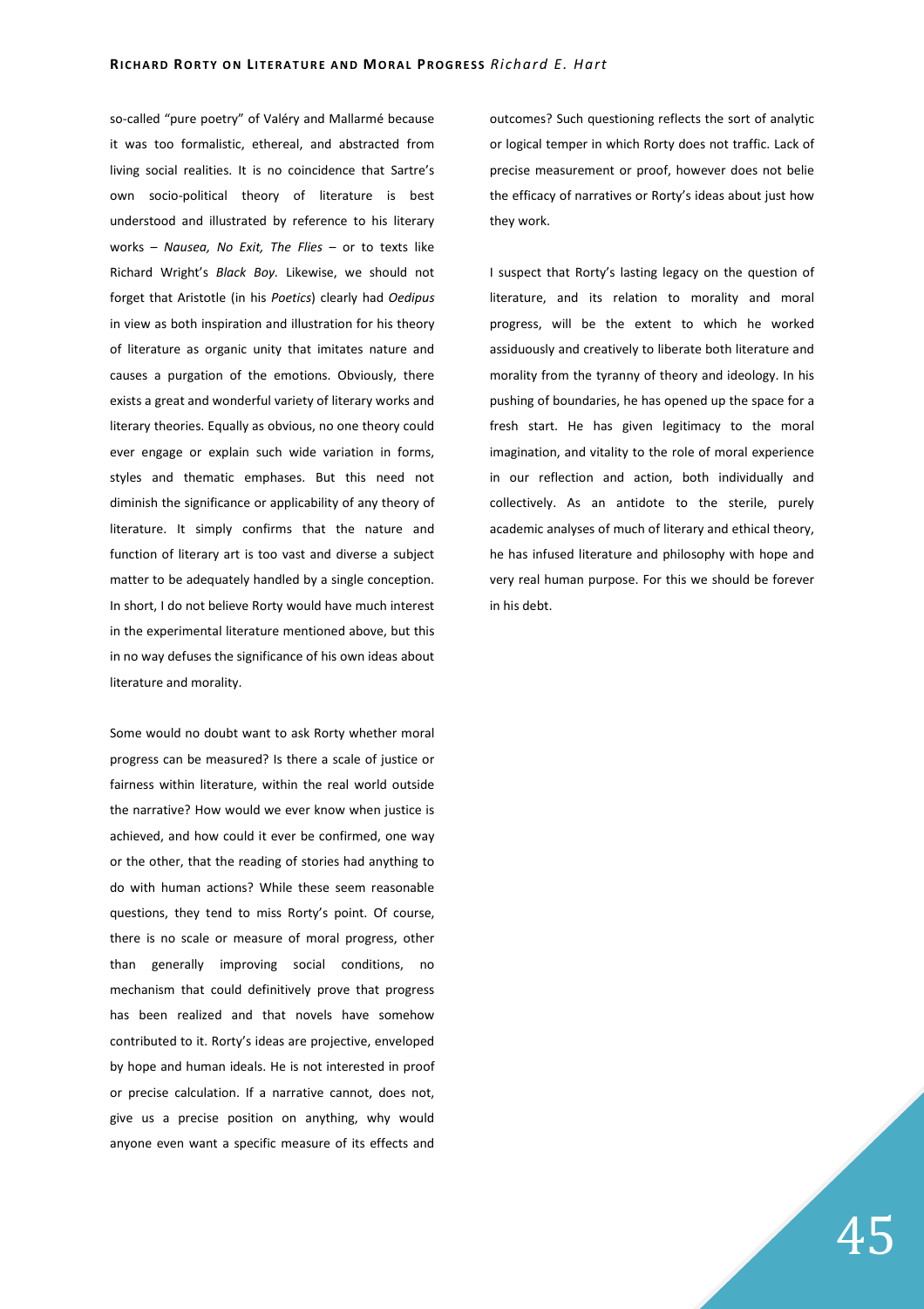so-called "pure poetry" of Valéry and Mallarmé because it was too formalistic, ethereal, and abstracted from living social realities. It is no coincidence that Sartre's own socio-political theory of literature is best understood and illustrated by reference to his literary works – *Nausea, No Exit, The Flies* – or to texts like Richard Wright's *Black Boy.* Likewise, we should not forget that Aristotle (in his *Poetics*) clearly had *Oedipus* in view as both inspiration and illustration for his theory of literature as organic unity that imitates nature and causes a purgation of the emotions. Obviously, there exists a great and wonderful variety of literary works and literary theories. Equally as obvious, no one theory could ever engage or explain such wide variation in forms, styles and thematic emphases. But this need not diminish the significance or applicability of any theory of literature. It simply confirms that the nature and function of literary art is too vast and diverse a subject matter to be adequately handled by a single conception. In short, I do not believe Rorty would have much interest in the experimental literature mentioned above, but this in no way defuses the significance of his own ideas about literature and morality.

Some would no doubt want to ask Rorty whether moral progress can be measured? Is there a scale of justice or fairness within literature, within the real world outside the narrative? How would we ever know when justice is achieved, and how could it ever be confirmed, one way or the other, that the reading of stories had anything to do with human actions? While these seem reasonable questions, they tend to miss Rorty's point. Of course, there is no scale or measure of moral progress, other than generally improving social conditions, no mechanism that could definitively prove that progress has been realized and that novels have somehow contributed to it. Rorty's ideas are projective, enveloped by hope and human ideals. He is not interested in proof or precise calculation. If a narrative cannot, does not, give us a precise position on anything, why would anyone even want a specific measure of its effects and outcomes? Such questioning reflects the sort of analytic or logical temper in which Rorty does not traffic. Lack of precise measurement or proof, however does not belie the efficacy of narratives or Rorty's ideas about just how they work.

I suspect that Rorty's lasting legacy on the question of literature, and its relation to morality and moral progress, will be the extent to which he worked assiduously and creatively to liberate both literature and morality from the tyranny of theory and ideology. In his pushing of boundaries, he has opened up the space for a fresh start. He has given legitimacy to the moral imagination, and vitality to the role of moral experience in our reflection and action, both individually and collectively. As an antidote to the sterile, purely academic analyses of much of literary and ethical theory, he has infused literature and philosophy with hope and very real human purpose. For this we should be forever in his debt.